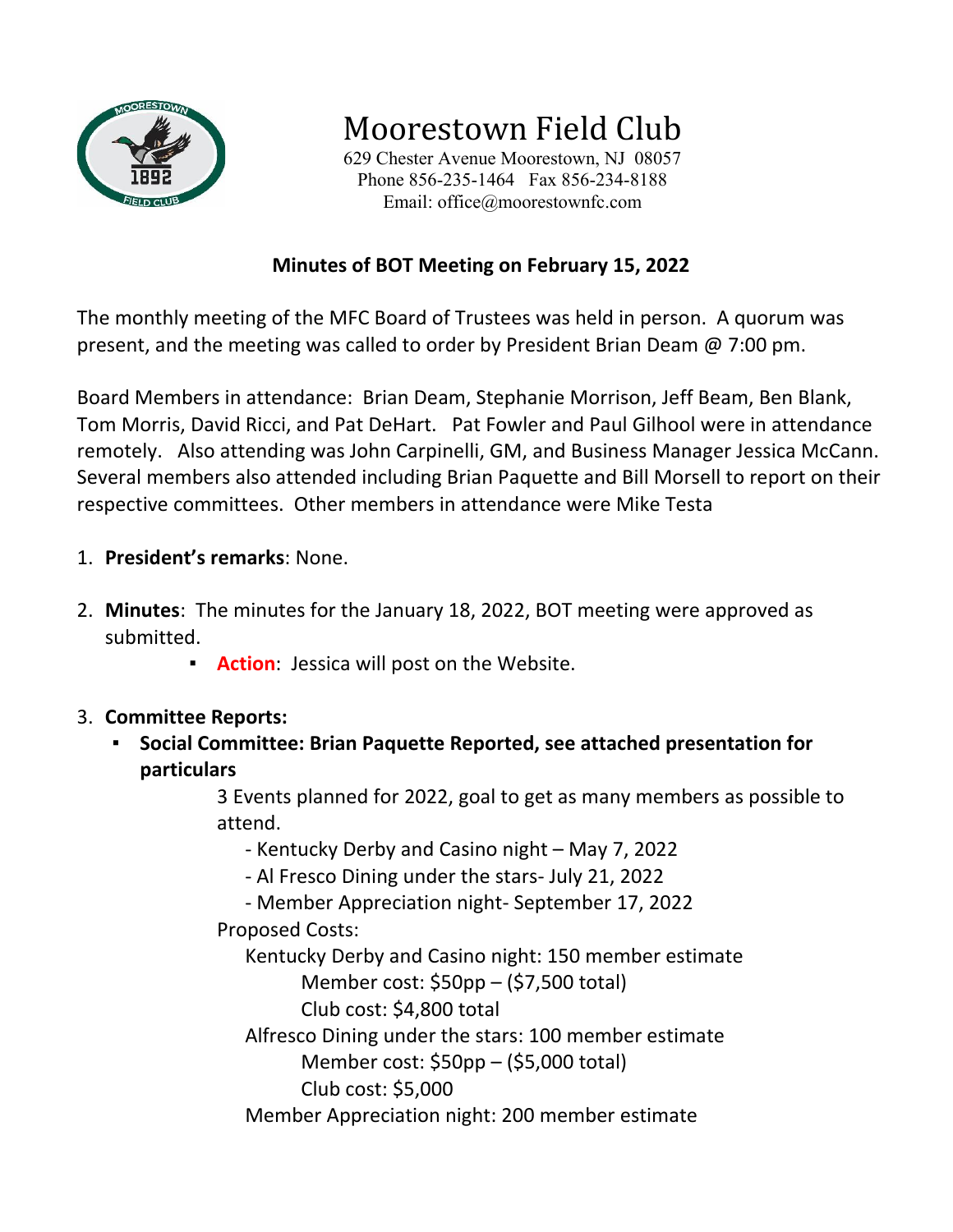# Moorestown Field Club

629 Chester Avenue Moorestown, NJ 08057
Phone 856-235-1464 Fax 856-234-8188
Email: office@moorestownfc.com

## Minutes of BOT Meeting on February 15, 2022

The monthly meeting of the MFC Board of Trustees was held in person. A quorum was present, and the meeting was called to order by President Brian Deam @ 7:00 pm.

Board Members in attendance: Brian Deam, Stephanie Morrison, Jeff Beam, Ben Blank, Tom Morris, David Ricci, and Pat DeHart. Pat Fowler and Paul Gilhool were in attendance remotely. Also attending was John Carpinelli, GM, and Business Manager Jessica McCann. Several members also attended including Brian Paquette and Bill Morsell to report on their respective committees. Other members in attendance were Mike Testa

1. **President's remarks**: None.
2. **Minutes**: The minutes for the January 18, 2022, BOT meeting were approved as submitted.
   - **Action**: Jessica will post on the Website.
3. **Committee Reports:**
   - **Social Committee: Brian Paquette Reported, see attached presentation for particulars**

     3 Events planned for 2022, goal to get as many members as possible to attend.

     - Kentucky Derby and Casino night – May 7, 2022
     - Al Fresco Dining under the stars- July 21, 2022
     - Member Appreciation night- September 17, 2022

     Proposed Costs:

     Kentucky Derby and Casino night: 150 member estimate
     Member cost: $50pp – ($7,500 total)
     Club cost: $4,800 total

     Alfresco Dining under the stars: 100 member estimate
     Member cost: $50pp – ($5,000 total)
     Club cost: $5,000

     Member Appreciation night: 200 member estimate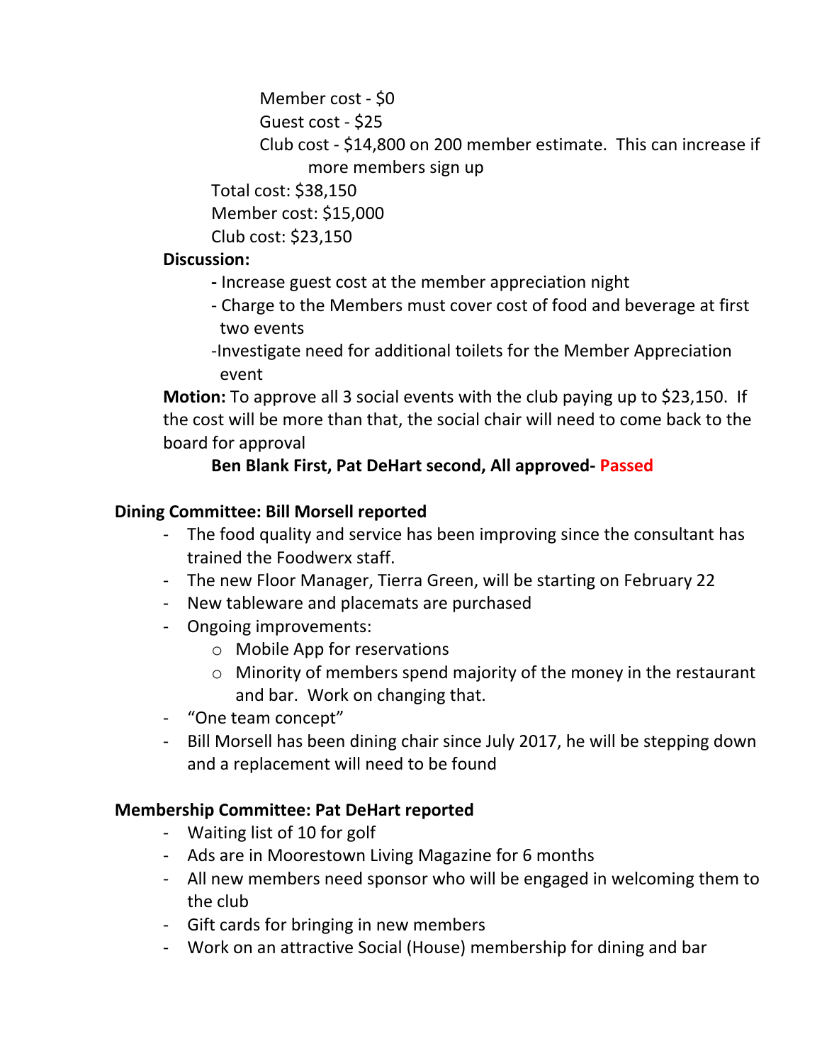Member cost - $0

Guest cost - $25

Club cost - $14,800 on 200 member estimate. This can increase if more members sign up

Total cost: $38,150

Member cost: $15,000

Club cost: $23,150

**Discussion:**

- Increase guest cost at the member appreciation night
- Charge to the Members must cover cost of food and beverage at first two events
- Investigate need for additional toilets for the Member Appreciation event

**Motion:** To approve all 3 social events with the club paying up to $23,150. If the cost will be more than that, the social chair will need to come back to the board for approval

**Ben Blank First, Pat DeHart second, All approved- Passed**

**Dining Committee: Bill Morsell reported**

- The food quality and service has been improving since the consultant has trained the Foodwerx staff.
- The new Floor Manager, Tierra Green, will be starting on February 22
- New tableware and placemats are purchased
- Ongoing improvements:
  - Mobile App for reservations
  - Minority of members spend majority of the money in the restaurant and bar. Work on changing that.
- "One team concept"
- Bill Morsell has been dining chair since July 2017, he will be stepping down and a replacement will need to be found

**Membership Committee: Pat DeHart reported**

- Waiting list of 10 for golf
- Ads are in Moorestown Living Magazine for 6 months
- All new members need sponsor who will be engaged in welcoming them to the club
- Gift cards for bringing in new members
- Work on an attractive Social (House) membership for dining and bar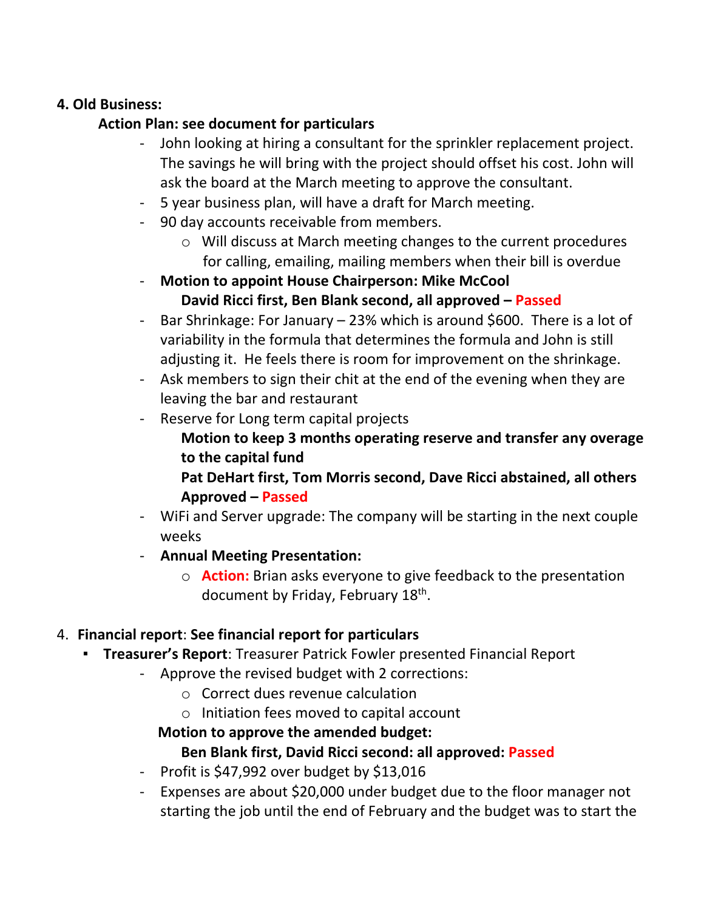**4. Old Business:**

**Action Plan: see document for particulars**

- John looking at hiring a consultant for the sprinkler replacement project. The savings he will bring with the project should offset his cost. John will ask the board at the March meeting to approve the consultant.
- 5 year business plan, will have a draft for March meeting.
- 90 day accounts receivable from members.
  - Will discuss at March meeting changes to the current procedures for calling, emailing, mailing members when their bill is overdue
- **Motion to appoint House Chairperson: Mike McCool**
  **David Ricci first, Ben Blank second, all approved – Passed**
- Bar Shrinkage: For January – 23% which is around $600. There is a lot of variability in the formula that determines the formula and John is still adjusting it. He feels there is room for improvement on the shrinkage.
- Ask members to sign their chit at the end of the evening when they are leaving the bar and restaurant
- Reserve for Long term capital projects
  **Motion to keep 3 months operating reserve and transfer any overage to the capital fund**
  **Pat DeHart first, Tom Morris second, Dave Ricci abstained, all others Approved – Passed**
- WiFi and Server upgrade: The company will be starting in the next couple weeks
- **Annual Meeting Presentation:**
  - **Action:** Brian asks everyone to give feedback to the presentation document by Friday, February 18th.

4. **Financial report**: **See financial report for particulars**
   - **Treasurer's Report**: Treasurer Patrick Fowler presented Financial Report
     - Approve the revised budget with 2 corrections:
       - Correct dues revenue calculation
       - Initiation fees moved to capital account

     **Motion to approve the amended budget:**
     **Ben Blank first, David Ricci second: all approved: Passed**
     - Profit is $47,992 over budget by $13,016
     - Expenses are about $20,000 under budget due to the floor manager not starting the job until the end of February and the budget was to start the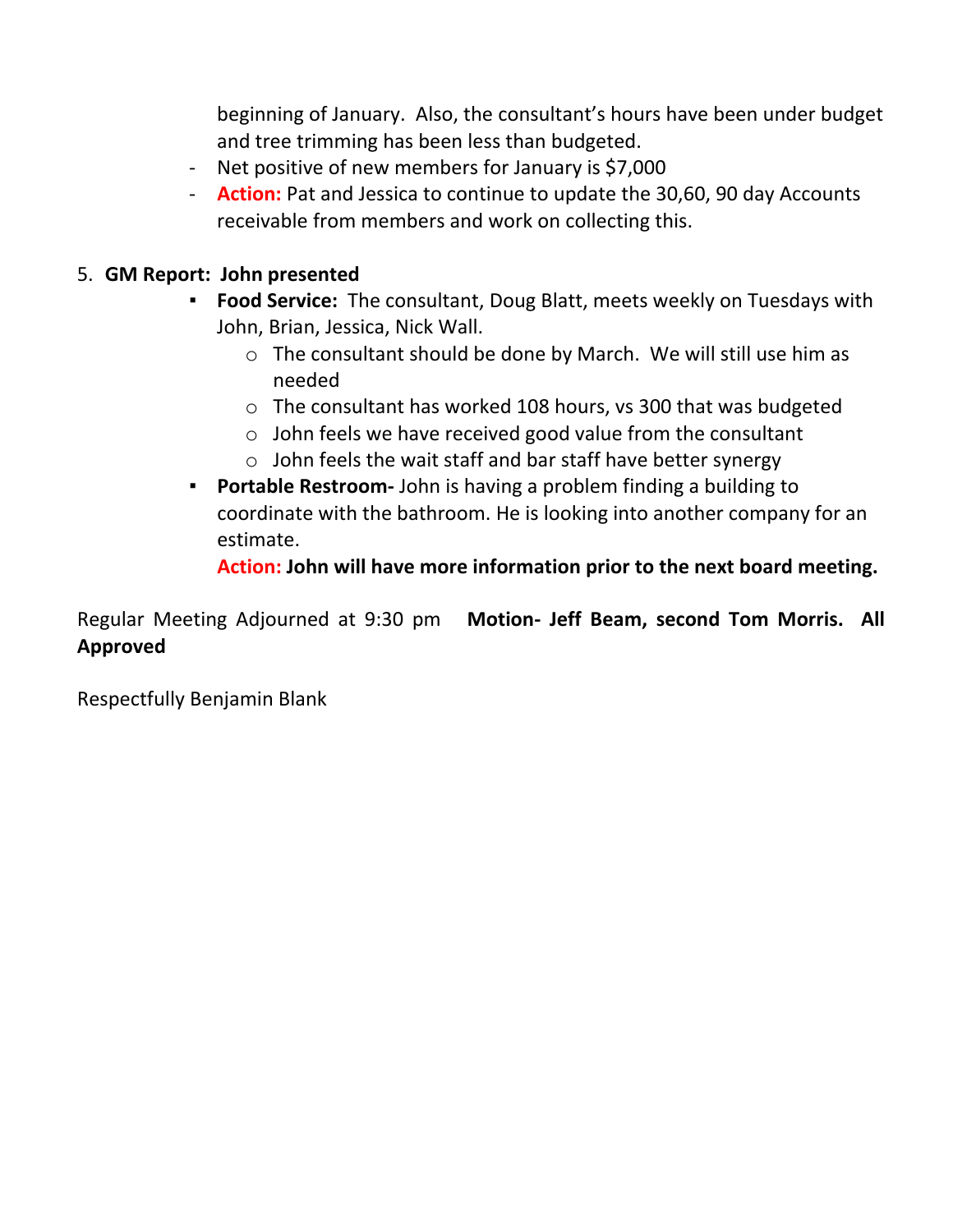beginning of January. Also, the consultant's hours have been under budget and tree trimming has been less than budgeted.

- Net positive of new members for January is $7,000
- **Action:** Pat and Jessica to continue to update the 30,60, 90 day Accounts receivable from members and work on collecting this.

5. **GM Report: John presented**
   - **Food Service:** The consultant, Doug Blatt, meets weekly on Tuesdays with John, Brian, Jessica, Nick Wall.
     - The consultant should be done by March. We will still use him as needed
     - The consultant has worked 108 hours, vs 300 that was budgeted
     - John feels we have received good value from the consultant
     - John feels the wait staff and bar staff have better synergy
   - **Portable Restroom-** John is having a problem finding a building to coordinate with the bathroom. He is looking into another company for an estimate.

     **Action: John will have more information prior to the next board meeting.**

Regular Meeting Adjourned at 9:30 pm **Motion- Jeff Beam, second Tom Morris. All Approved**

Respectfully Benjamin Blank